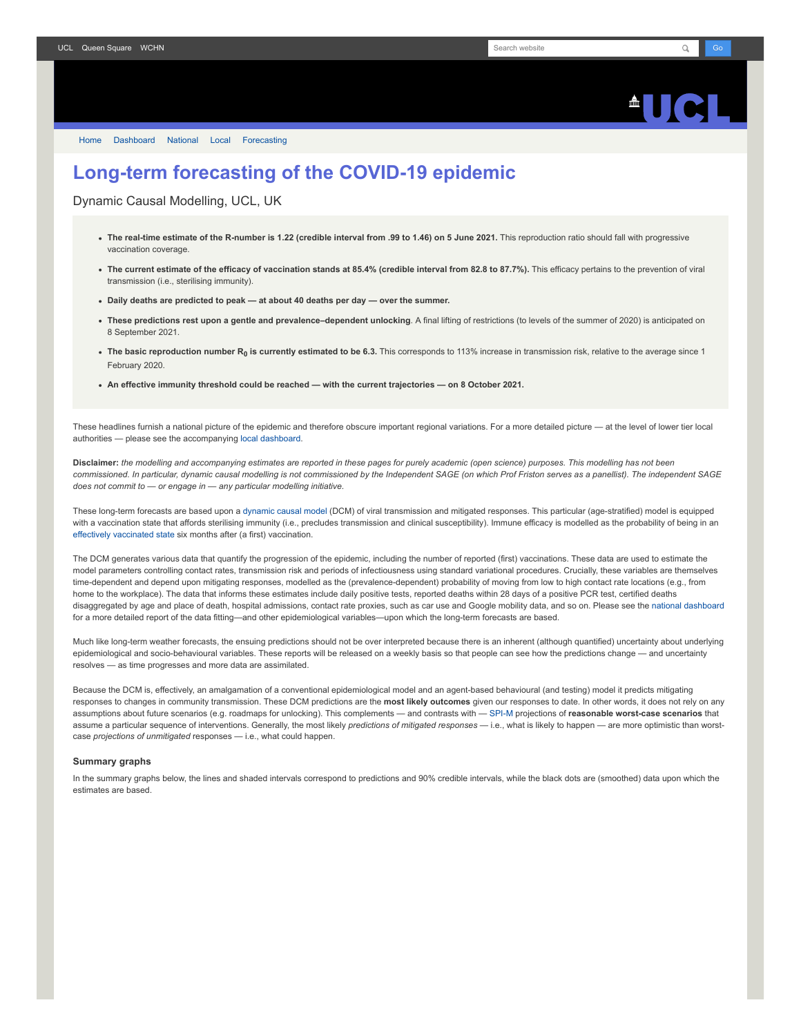UCL Queen Square WCHN

Home Dashboard National Local Forecasting

# Long-term forecasting of the COVID-19 epidemic

Dynamic Causal Modelling, UCL, UK

- **The real-time estimate of the R-number is 1.22 (credible interval from .99 to 1.46) on 5 June 2021.** This reproduction ratio should fall with progressive vaccination coverage.
- **The current estimate of the efficacy of vaccination stands at 85.4% (credible interval from 82.8 to 87.7%).** This efficacy pertains to the prevention of viral transmission (i.e., sterilising immunity).
- **Daily deaths are predicted to peak — at about 40 deaths per day — over the summer.**
- **These predictions rest upon a gentle and prevalence–dependent unlocking**. A final lifting of restrictions (to levels of the summer of 2020) is anticipated on 8 September 2021.
- **The basic reproduction number $R_0$ is currently estimated to be 6.3.** This corresponds to 113% increase in transmission risk, relative to the average since 1 February 2020.
- **An effective immunity threshold could be reached — with the current trajectories — on 8 October 2021.**

These headlines furnish a national picture of the epidemic and therefore obscure important regional variations. For a more detailed picture — at the level of lower tier local authorities — please see the accompanying local dashboard.

**Disclaimer:** *the modelling and accompanying estimates are reported in these pages for purely academic (open science) purposes. This modelling has not been commissioned. In particular, dynamic causal modelling is not commissioned by the Independent SAGE (on which Prof Friston serves as a panellist). The independent SAGE does not commit to — or engage in — any particular modelling initiative.*

These long-term forecasts are based upon a dynamic causal model (DCM) of viral transmission and mitigated responses. This particular (age-stratified) model is equipped with a vaccination state that affords sterilising immunity (i.e., precludes transmission and clinical susceptibility). Immune efficacy is modelled as the probability of being in an effectively vaccinated state six months after (a first) vaccination.

The DCM generates various data that quantify the progression of the epidemic, including the number of reported (first) vaccinations. These data are used to estimate the model parameters controlling contact rates, transmission risk and periods of infectiousness using standard variational procedures. Crucially, these variables are themselves time-dependent and depend upon mitigating responses, modelled as the (prevalence-dependent) probability of moving from low to high contact rate locations (e.g., from home to the workplace). The data that informs these estimates include daily positive tests, reported deaths within 28 days of a positive PCR test, certified deaths disaggregated by age and place of death, hospital admissions, contact rate proxies, such as car use and Google mobility data, and so on. Please see the national dashboard for a more detailed report of the data fitting—and other epidemiological variables—upon which the long-term forecasts are based.

Much like long-term weather forecasts, the ensuing predictions should not be over interpreted because there is an inherent (although quantified) uncertainty about underlying epidemiological and socio-behavioural variables. These reports will be released on a weekly basis so that people can see how the predictions change — and uncertainty resolves — as time progresses and more data are assimilated.

Because the DCM is, effectively, an amalgamation of a conventional epidemiological model and an agent-based behavioural (and testing) model it predicts mitigating responses to changes in community transmission. These DCM predictions are the **most likely outcomes** given our responses to date. In other words, it does not rely on any assumptions about future scenarios (e.g. roadmaps for unlocking). This complements — and contrasts with — SPI-M projections of **reasonable worst-case scenarios** that assume a particular sequence of interventions. Generally, the most likely *predictions of mitigated responses* — i.e., what is likely to happen — are more optimistic than worst-case *projections of unmitigated* responses — i.e., what could happen.

### Summary graphs

In the summary graphs below, the lines and shaded intervals correspond to predictions and 90% credible intervals, while the black dots are (smoothed) data upon which the estimates are based.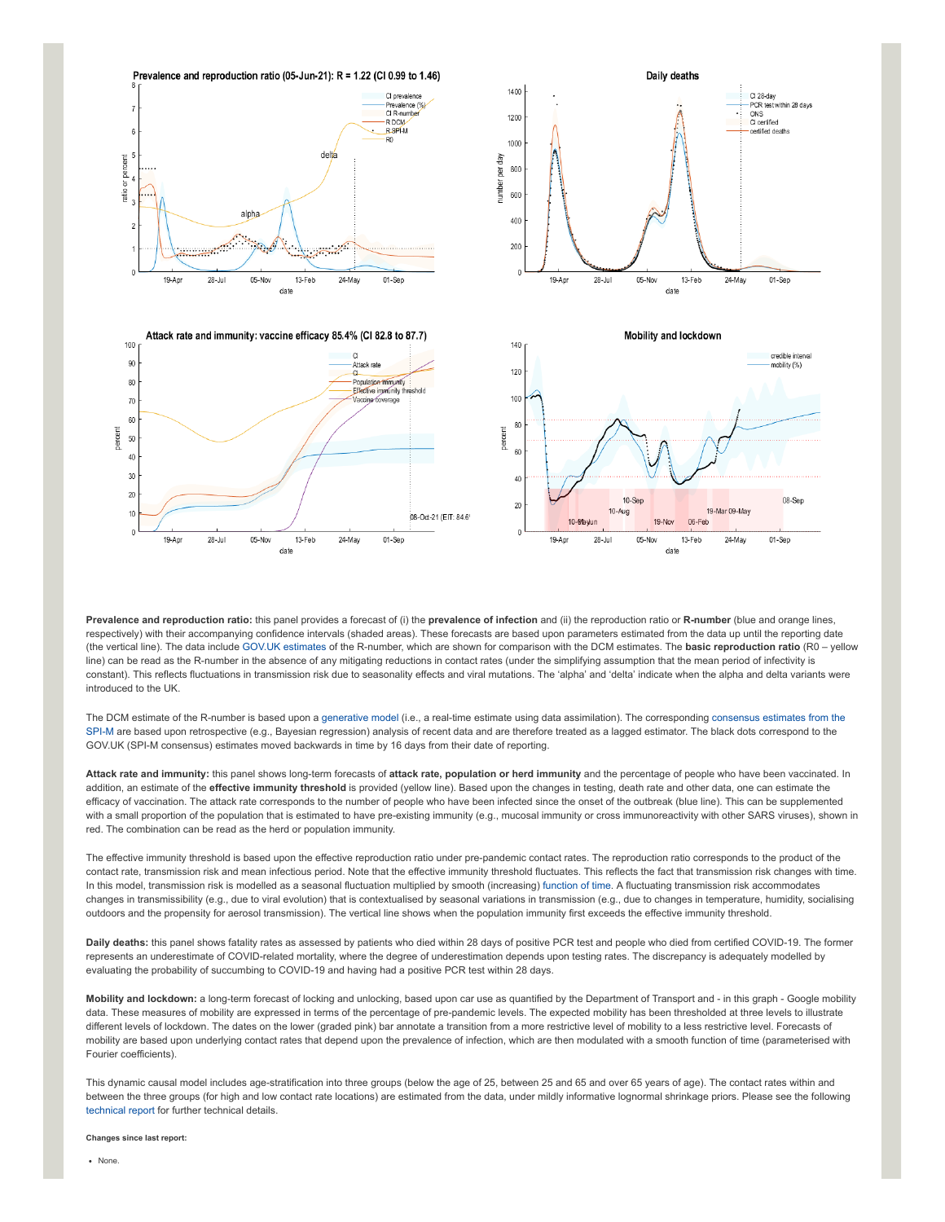**Prevalence and reproduction ratio:** this panel provides a forecast of (i) the **prevalence of infection** and (ii) the reproduction ratio or **R-number** (blue and orange lines, respectively) with their accompanying confidence intervals (shaded areas). These forecasts are based upon parameters estimated from the data up until the reporting date (the vertical line). The data include GOV.UK estimates of the R-number, which are shown for comparison with the DCM estimates. The **basic reproduction ratio** (R0 – yellow line) can be read as the R-number in the absence of any mitigating reductions in contact rates (under the simplifying assumption that the mean period of infectivity is constant). This reflects fluctuations in transmission risk due to seasonality effects and viral mutations. The 'alpha' and 'delta' indicate when the alpha and delta variants were introduced to the UK.

The DCM estimate of the R-number is based upon a generative model (i.e., a real-time estimate using data assimilation). The corresponding consensus estimates from the SPI-M are based upon retrospective (e.g., Bayesian regression) analysis of recent data and are therefore treated as a lagged estimator. The black dots correspond to the GOV.UK (SPI-M consensus) estimates moved backwards in time by 16 days from their date of reporting.

**Attack rate and immunity:** this panel shows long-term forecasts of **attack rate, population or herd immunity** and the percentage of people who have been vaccinated. In addition, an estimate of the **effective immunity threshold** is provided (yellow line). Based upon the changes in testing, death rate and other data, one can estimate the efficacy of vaccination. The attack rate corresponds to the number of people who have been infected since the onset of the outbreak (blue line). This can be supplemented with a small proportion of the population that is estimated to have pre-existing immunity (e.g., mucosal immunity or cross immunoreactivity with other SARS viruses), shown in red. The combination can be read as the herd or population immunity.

The effective immunity threshold is based upon the effective reproduction ratio under pre-pandemic contact rates. The reproduction ratio corresponds to the product of the contact rate, transmission risk and mean infectious period. Note that the effective immunity threshold fluctuates. This reflects the fact that transmission risk changes with time. In this model, transmission risk is modelled as a seasonal fluctuation multiplied by smooth (increasing) function of time. A fluctuating transmission risk accommodates changes in transmissibility (e.g., due to viral evolution) that is contextualised by seasonal variations in transmission (e.g., due to changes in temperature, humidity, socialising outdoors and the propensity for aerosol transmission). The vertical line shows when the population immunity first exceeds the effective immunity threshold.

**Daily deaths:** this panel shows fatality rates as assessed by patients who died within 28 days of positive PCR test and people who died from certified COVID-19. The former represents an underestimate of COVID-related mortality, where the degree of underestimation depends upon testing rates. The discrepancy is adequately modelled by evaluating the probability of succumbing to COVID-19 and having had a positive PCR test within 28 days.

**Mobility and lockdown:** a long-term forecast of locking and unlocking, based upon car use as quantified by the Department of Transport and - in this graph - Google mobility data. These measures of mobility are expressed in terms of the percentage of pre-pandemic levels. The expected mobility has been thresholded at three levels to illustrate different levels of lockdown. The dates on the lower (graded pink) bar annotate a transition from a more restrictive level of mobility to a less restrictive level. Forecasts of mobility are based upon underlying contact rates that depend upon the prevalence of infection, which are then modulated with a smooth function of time (parameterised with Fourier coefficients).

This dynamic causal model includes age-stratification into three groups (below the age of 25, between 25 and 65 and over 65 years of age). The contact rates within and between the three groups (for high and low contact rate locations) are estimated from the data, under mildly informative lognormal shrinkage priors. Please see the following technical report for further technical details.

**Changes since last report:**

- None.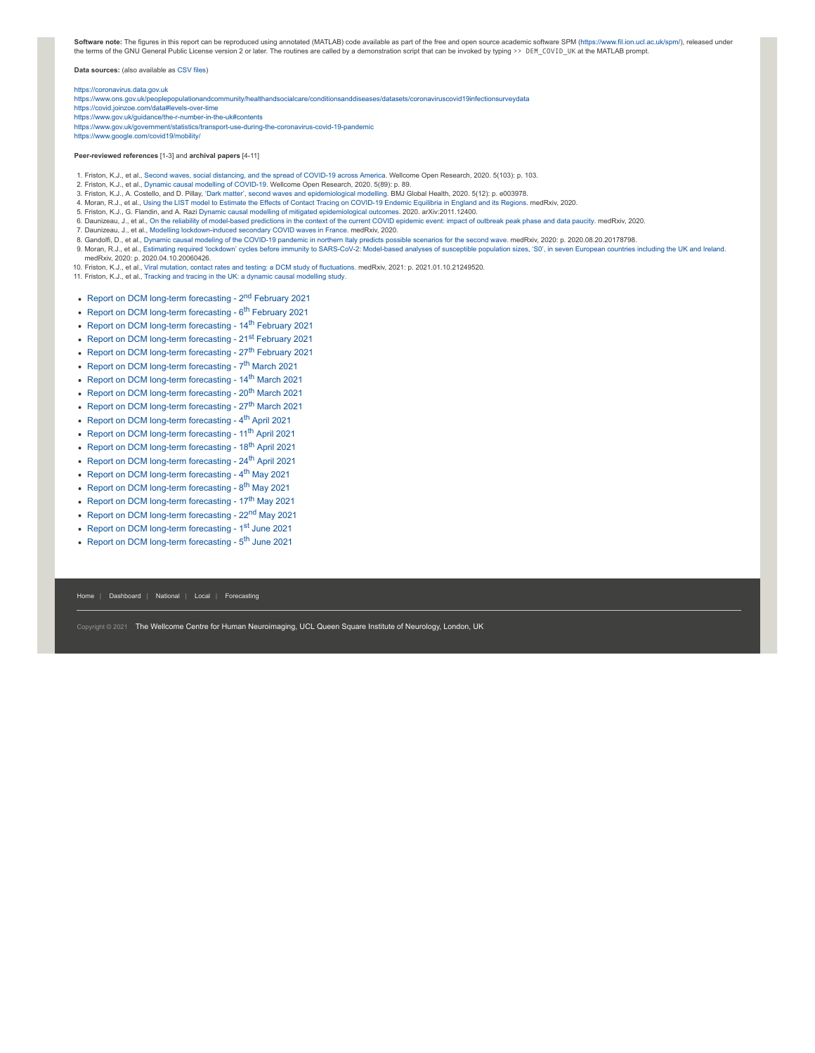**Software note:** The figures in this report can be reproduced using annotated (MATLAB) code available as part of the free and open source academic software SPM (https://www.fil.ion.ucl.ac.uk/spm/), released under the terms of the GNU General Public License version 2 or later. The routines are called by a demonstration script that can be invoked by typing `>> DEM_COVID_UK` at the MATLAB prompt.

**Data sources:** (also available as CSV files)

https://coronavirus.data.gov.uk
https://www.ons.gov.uk/peoplepopulationandcommunity/healthandsocialcare/conditionsanddiseases/datasets/coronaviruscovid19infectionsurveydata
https://covid.joinzoe.com/data#levels-over-time
https://www.gov.uk/guidance/the-r-number-in-the-uk#contents
https://www.gov.uk/government/statistics/transport-use-during-the-coronavirus-covid-19-pandemic
https://www.google.com/covid19/mobility/

**Peer-reviewed references** [1-3] and **archival papers** [4-11]

1. Friston, K.J., et al., Second waves, social distancing, and the spread of COVID-19 across America. Wellcome Open Research, 2020. 5(103): p. 103.
2. Friston, K.J., et al., Dynamic causal modelling of COVID-19. Wellcome Open Research, 2020. 5(89): p. 89.
3. Friston, K.J., A. Costello, and D. Pillay, 'Dark matter', second waves and epidemiological modelling. BMJ Global Health, 2020. 5(12): p. e003978.
4. Moran, R.J., et al., Using the LIST model to Estimate the Effects of Contact Tracing on COVID-19 Endemic Equilibria in England and its Regions. medRxiv, 2020.
5. Friston, K.J., G. Flandin, and A. Razi Dynamic causal modelling of mitigated epidemiological outcomes. 2020. arXiv:2011.12400.
6. Daunizeau, J., et al., On the reliability of model-based predictions in the context of the current COVID epidemic event: impact of outbreak peak phase and data paucity. medRxiv, 2020.
7. Daunizeau, J., et al., Modelling lockdown-induced secondary COVID waves in France. medRxiv, 2020.
8. Gandolfi, D., et al., Dynamic causal modeling of the COVID-19 pandemic in northern Italy predicts possible scenarios for the second wave. medRxiv, 2020: p. 2020.08.20.20178798.
9. Moran, R.J., et al., Estimating required 'lockdown' cycles before immunity to SARS-CoV-2: Model-based analyses of susceptible population sizes, 'S0', in seven European countries including the UK and Ireland. medRxiv, 2020: p. 2020.04.10.20060426.
10. Friston, K.J., et al., Viral mutation, contact rates and testing: a DCM study of fluctuations. medRxiv, 2021: p. 2021.01.10.21249520.
11. Friston, K.J., et al., Tracking and tracing in the UK: a dynamic causal modelling study.

- Report on DCM long-term forecasting - 2nd February 2021
- Report on DCM long-term forecasting - 6th February 2021
- Report on DCM long-term forecasting - 14th February 2021
- Report on DCM long-term forecasting - 21st February 2021
- Report on DCM long-term forecasting - 27th February 2021
- Report on DCM long-term forecasting - 7th March 2021
- Report on DCM long-term forecasting - 14th March 2021
- Report on DCM long-term forecasting - 20th March 2021
- Report on DCM long-term forecasting - 27th March 2021
- Report on DCM long-term forecasting - 4th April 2021
- Report on DCM long-term forecasting - 11th April 2021
- Report on DCM long-term forecasting - 18th April 2021
- Report on DCM long-term forecasting - 24th April 2021
- Report on DCM long-term forecasting - 4th May 2021
- Report on DCM long-term forecasting - 8th May 2021
- Report on DCM long-term forecasting - 17th May 2021
- Report on DCM long-term forecasting - 22nd May 2021
- Report on DCM long-term forecasting - 1st June 2021
- Report on DCM long-term forecasting - 5th June 2021

Home | Dashboard | National | Local | Forecasting

Copyright © 2021 The Wellcome Centre for Human Neuroimaging, UCL Queen Square Institute of Neurology, London, UK